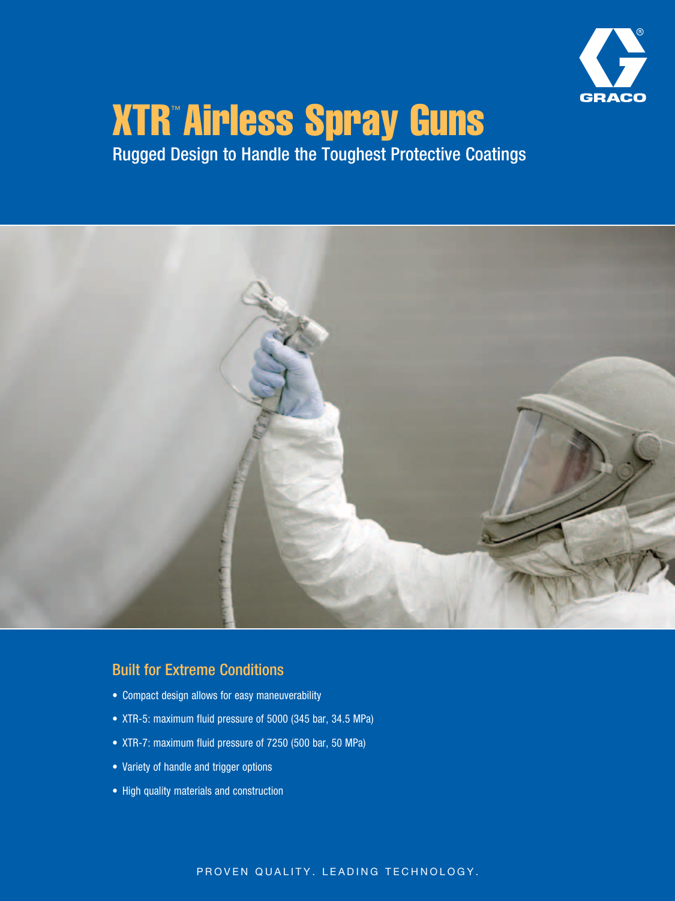# XTR™ Airless Spray Guns

Rugged Design to Handle the Toughest Protective Coatings

## Built for Extreme Conditions

- Compact design allows for easy maneuverability
- XTR-5: maximum fluid pressure of 5000 (345 bar, 34.5 MPa)
- XTR-7: maximum fluid pressure of 7250 (500 bar, 50 MPa)
- Variety of handle and trigger options
- High quality materials and construction

PROVEN QUALITY. LEADING TECHNOLOGY.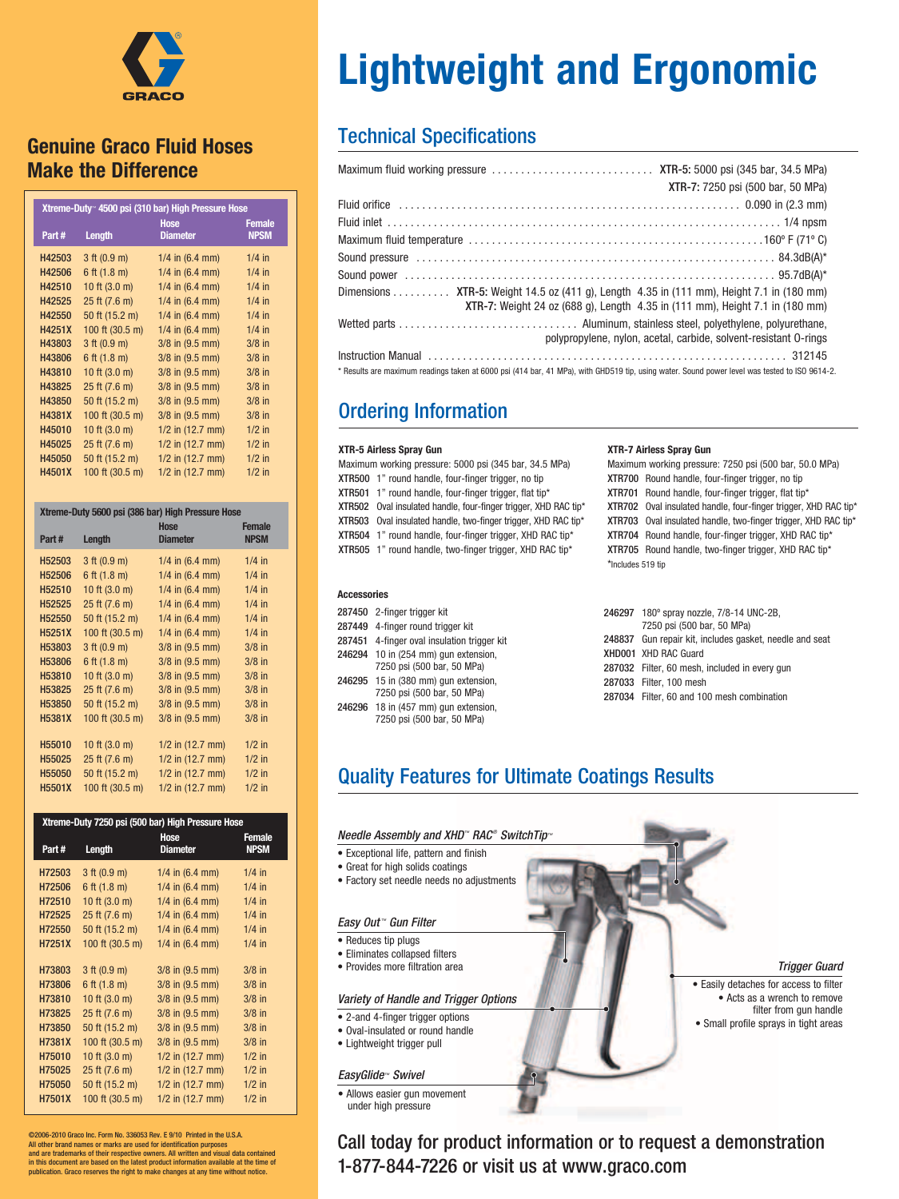GRACO

## Genuine Graco Fluid Hoses Make the Difference

| Part # | Length | Hose Diameter | Female NPSM |
|---|---|---|---|
| **Xtreme-Duty™ 4500 psi (310 bar) High Pressure Hose** | | | |
| H42503 | 3 ft (0.9 m) | 1/4 in (6.4 mm) | 1/4 in |
| H42506 | 6 ft (1.8 m) | 1/4 in (6.4 mm) | 1/4 in |
| H42510 | 10 ft (3.0 m) | 1/4 in (6.4 mm) | 1/4 in |
| H42525 | 25 ft (7.6 m) | 1/4 in (6.4 mm) | 1/4 in |
| H42550 | 50 ft (15.2 m) | 1/4 in (6.4 mm) | 1/4 in |
| H4251X | 100 ft (30.5 m) | 1/4 in (6.4 mm) | 1/4 in |
| H43803 | 3 ft (0.9 m) | 3/8 in (9.5 mm) | 3/8 in |
| H43806 | 6 ft (1.8 m) | 3/8 in (9.5 mm) | 3/8 in |
| H43810 | 10 ft (3.0 m) | 3/8 in (9.5 mm) | 3/8 in |
| H43825 | 25 ft (7.6 m) | 3/8 in (9.5 mm) | 3/8 in |
| H43850 | 50 ft (15.2 m) | 3/8 in (9.5 mm) | 3/8 in |
| H4381X | 100 ft (30.5 m) | 3/8 in (9.5 mm) | 3/8 in |
| H45010 | 10 ft (3.0 m) | 1/2 in (12.7 mm) | 1/2 in |
| H45025 | 25 ft (7.6 m) | 1/2 in (12.7 mm) | 1/2 in |
| H45050 | 50 ft (15.2 m) | 1/2 in (12.7 mm) | 1/2 in |
| H4501X | 100 ft (30.5 m) | 1/2 in (12.7 mm) | 1/2 in |

| Part # | Length | Hose Diameter | Female NPSM |
|---|---|---|---|
| **Xtreme-Duty 5600 psi (386 bar) High Pressure Hose** | | | |
| H52503 | 3 ft (0.9 m) | 1/4 in (6.4 mm) | 1/4 in |
| H52506 | 6 ft (1.8 m) | 1/4 in (6.4 mm) | 1/4 in |
| H52510 | 10 ft (3.0 m) | 1/4 in (6.4 mm) | 1/4 in |
| H52525 | 25 ft (7.6 m) | 1/4 in (6.4 mm) | 1/4 in |
| H52550 | 50 ft (15.2 m) | 1/4 in (6.4 mm) | 1/4 in |
| H5251X | 100 ft (30.5 m) | 1/4 in (6.4 mm) | 1/4 in |
| H53803 | 3 ft (0.9 m) | 3/8 in (9.5 mm) | 3/8 in |
| H53806 | 6 ft (1.8 m) | 3/8 in (9.5 mm) | 3/8 in |
| H53810 | 10 ft (3.0 m) | 3/8 in (9.5 mm) | 3/8 in |
| H53825 | 25 ft (7.6 m) | 3/8 in (9.5 mm) | 3/8 in |
| H53850 | 50 ft (15.2 m) | 3/8 in (9.5 mm) | 3/8 in |
| H5381X | 100 ft (30.5 m) | 3/8 in (9.5 mm) | 3/8 in |
| H55010 | 10 ft (3.0 m) | 1/2 in (12.7 mm) | 1/2 in |
| H55025 | 25 ft (7.6 m) | 1/2 in (12.7 mm) | 1/2 in |
| H55050 | 50 ft (15.2 m) | 1/2 in (12.7 mm) | 1/2 in |
| H5501X | 100 ft (30.5 m) | 1/2 in (12.7 mm) | 1/2 in |

| Part # | Length | Hose Diameter | Female NPSM |
|---|---|---|---|
| **Xtreme-Duty 7250 psi (500 bar) High Pressure Hose** | | | |
| H72503 | 3 ft (0.9 m) | 1/4 in (6.4 mm) | 1/4 in |
| H72506 | 6 ft (1.8 m) | 1/4 in (6.4 mm) | 1/4 in |
| H72510 | 10 ft (3.0 m) | 1/4 in (6.4 mm) | 1/4 in |
| H72525 | 25 ft (7.6 m) | 1/4 in (6.4 mm) | 1/4 in |
| H72550 | 50 ft (15.2 m) | 1/4 in (6.4 mm) | 1/4 in |
| H7251X | 100 ft (30.5 m) | 1/4 in (6.4 mm) | 1/4 in |
| H73803 | 3 ft (0.9 m) | 3/8 in (9.5 mm) | 3/8 in |
| H73806 | 6 ft (1.8 m) | 3/8 in (9.5 mm) | 3/8 in |
| H73810 | 10 ft (3.0 m) | 3/8 in (9.5 mm) | 3/8 in |
| H73825 | 25 ft (7.6 m) | 3/8 in (9.5 mm) | 3/8 in |
| H73850 | 50 ft (15.2 m) | 3/8 in (9.5 mm) | 3/8 in |
| H7381X | 100 ft (30.5 m) | 3/8 in (9.5 mm) | 3/8 in |
| H75010 | 10 ft (3.0 m) | 1/2 in (12.7 mm) | 1/2 in |
| H75025 | 25 ft (7.6 m) | 1/2 in (12.7 mm) | 1/2 in |
| H75050 | 50 ft (15.2 m) | 1/2 in (12.7 mm) | 1/2 in |
| H7501X | 100 ft (30.5 m) | 1/2 in (12.7 mm) | 1/2 in |

©2006-2010 Graco Inc. Form No. 336053 Rev. E 9/10 Printed in the U.S.A.
All other brand names or marks are used for identification purposes and are trademarks of their respective owners. All written and visual data contained in this document are based on the latest product information available at the time of publication. Graco reserves the right to make changes at any time without notice.

# Lightweight and Ergonomic

## Technical Specifications

| | |
|---|---|
| Maximum fluid working pressure | **XTR-5:** 5000 psi (345 bar, 34.5 MPa)<br>**XTR-7:** 7250 psi (500 bar, 50 MPa) |
| Fluid orifice | 0.090 in (2.3 mm) |
| Fluid inlet | 1/4 npsm |
| Maximum fluid temperature | 160º F (71º C) |
| Sound pressure | 84.3dB(A)* |
| Sound power | 95.7dB(A)* |
| Dimensions | **XTR-5:** Weight 14.5 oz (411 g), Length 4.35 in (111 mm), Height 7.1 in (180 mm)<br>**XTR-7:** Weight 24 oz (688 g), Length 4.35 in (111 mm), Height 7.1 in (180 mm) |
| Wetted parts | Aluminum, stainless steel, polyethylene, polyurethane, polypropylene, nylon, acetal, carbide, solvent-resistant O-rings |
| Instruction Manual | 312145 |

\* Results are maximum readings taken at 6000 psi (414 bar, 41 MPa), with GHD519 tip, using water. Sound power level was tested to ISO 9614-2.

## Ordering Information

**XTR-5 Airless Spray Gun**

Maximum working pressure: 5000 psi (345 bar, 34.5 MPa)

- **XTR500** 1" round handle, four-finger trigger, no tip
- **XTR501** 1" round handle, four-finger trigger, flat tip*
- **XTR502** Oval insulated handle, four-finger trigger, XHD RAC tip*
- **XTR503** Oval insulated handle, two-finger trigger, XHD RAC tip*
- **XTR504** 1" round handle, four-finger trigger, XHD RAC tip*
- **XTR505** 1" round handle, two-finger trigger, XHD RAC tip*

**XTR-7 Airless Spray Gun**

Maximum working pressure: 7250 psi (500 bar, 50.0 MPa)

- **XTR700** Round handle, four-finger trigger, no tip
- **XTR701** Round handle, four-finger trigger, flat tip*
- **XTR702** Oval insulated handle, four-finger trigger, XHD RAC tip*
- **XTR703** Oval insulated handle, two-finger trigger, XHD RAC tip*
- **XTR704** Round handle, four-finger trigger, XHD RAC tip*
- **XTR705** Round handle, two-finger trigger, XHD RAC tip*

*Includes 519 tip

**Accessories**

- **287450** 2-finger trigger kit
- **287449** 4-finger round trigger kit
- **287451** 4-finger oval insulation trigger kit
- **246294** 10 in (254 mm) gun extension, 7250 psi (500 bar, 50 MPa)
- **246295** 15 in (380 mm) gun extension, 7250 psi (500 bar, 50 MPa)
- **246296** 18 in (457 mm) gun extension, 7250 psi (500 bar, 50 MPa)
- **246297** 180º spray nozzle, 7/8-14 UNC-2B, 7250 psi (500 bar, 50 MPa)
- **248837** Gun repair kit, includes gasket, needle and seat
- **XHD001** XHD RAC Guard
- **287032** Filter, 60 mesh, included in every gun
- **287033** Filter, 100 mesh
- **287034** Filter, 60 and 100 mesh combination

## Quality Features for Ultimate Coatings Results

*Needle Assembly and XHD™ RAC® SwitchTip™*

- Exceptional life, pattern and finish
- Great for high solids coatings
- Factory set needle needs no adjustments

*Easy Out™ Gun Filter*

- Reduces tip plugs
- Eliminates collapsed filters
- Provides more filtration area

*Variety of Handle and Trigger Options*

- 2-and 4-finger trigger options
- Oval-insulated or round handle
- Lightweight trigger pull

*EasyGlide™ Swivel*

- Allows easier gun movement under high pressure

*Trigger Guard*

- Easily detaches for access to filter
- Acts as a wrench to remove filter from gun handle
- Small profile sprays in tight areas

Call today for product information or to request a demonstration
1-877-844-7226 or visit us at www.graco.com